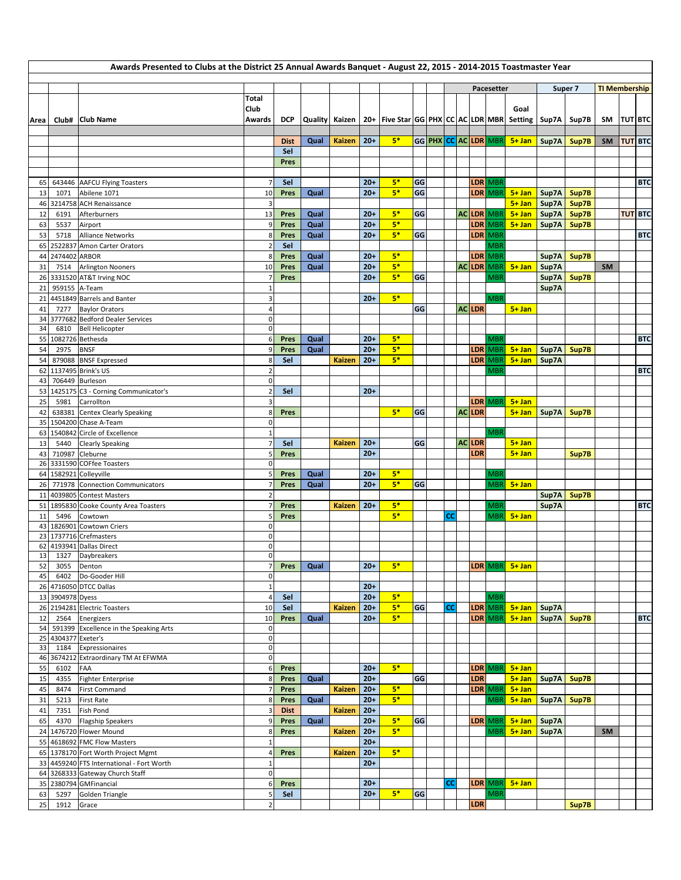# Awards Presented to Clubs at the District 25 Annual Awards Banquet - August 22, 2015 - 2014-2015 Toastmaster Year

| | | | | | | | | | | | Pacesetter | | | | | Super 7 | | TI Membership | | |
|---|---|---|---|---|---|---|---|---|---|---|---|---|---|---|---|---|---|---|---|---|
| Area | Club# | Club Name | Total Club Awards | DCP | Quality | Kaizen | 20+ | Five Star | GG | PHX | CC | AC | LDR | MBR | Goal Setting | Sup7A | Sup7B | SM | TUT | BTC |
| | | | | Dist | Qual | Kaizen | 20+ | 5* | GG | PHX | CC | AC | LDR | MBR | 5+ Jan | Sup7A | Sup7B | SM | TUT | BTC |
| | | | | Sel | | | | | | | | | | | | | | | | |
| | | | | Pres | | | | | | | | | | | | | | | | |
| 65 | 643446 | AAFCU Flying Toasters | 7 | Sel | | | 20+ | 5* | GG | | | | LDR | MBR | | | | | | BTC |
| 13 | 1071 | Abilene 1071 | 10 | Pres | Qual | | 20+ | 5* | GG | | | | LDR | MBR | 5+ Jan | Sup7A | Sup7B | | | |
| 46 | 3214758 | ACH Renaissance | 3 | | | | | | | | | | | | 5+ Jan | Sup7A | Sup7B | | | |
| 12 | 6191 | Afterburners | 13 | Pres | Qual | | 20+ | 5* | GG | | | AC | LDR | MBR | 5+ Jan | Sup7A | Sup7B | | TUT | BTC |
| 63 | 5537 | Airport | 9 | Pres | Qual | | 20+ | 5* | | | | | LDR | MBR | 5+ Jan | Sup7A | Sup7B | | | |
| 53 | 5718 | Alliance Networks | 8 | Pres | Qual | | 20+ | 5* | GG | | | | LDR | MBR | | | | | | BTC |
| 65 | 2522837 | Amon Carter Orators | 2 | Sel | | | | | | | | | | MBR | | | | | | |
| 44 | 2474402 | ARBOR | 8 | Pres | Qual | | 20+ | 5* | | | | | LDR | MBR | | Sup7A | Sup7B | | | |
| 31 | 7514 | Arlington Nooners | 10 | Pres | Qual | | 20+ | 5* | | | | AC | LDR | MBR | 5+ Jan | Sup7A | | SM | | |
| 26 | 3331520 | AT&T Irving NOC | 7 | Pres | | | 20+ | 5* | GG | | | | | MBR | | Sup7A | Sup7B | | | |
| 21 | 959155 | A-Team | 1 | | | | | | | | | | | | | Sup7A | | | | |
| 21 | 4451849 | Barrels and Banter | 3 | | | | 20+ | 5* | | | | | | MBR | | | | | | |
| 41 | 7277 | Baylor Orators | 4 | | | | | | GG | | | AC | LDR | | 5+ Jan | | | | | |
| 34 | 3777682 | Bedford Dealer Services | 0 | | | | | | | | | | | | | | | | | |
| 34 | 6810 | Bell Helicopter | 0 | | | | | | | | | | | | | | | | | |
| 55 | 1082726 | Bethesda | 6 | Pres | Qual | | 20+ | 5* | | | | | | MBR | | | | | | BTC |
| 54 | 2975 | BNSF | 9 | Pres | Qual | | 20+ | 5* | | | | | LDR | MBR | 5+ Jan | Sup7A | Sup7B | | | |
| 54 | 879088 | BNSF Expressed | 8 | Sel | | Kaizen | 20+ | 5* | | | | | LDR | MBR | 5+ Jan | Sup7A | | | | |
| 62 | 1137495 | Brink's US | 2 | | | | | | | | | | | MBR | | | | | | BTC |
| 43 | 706449 | Burleson | 0 | | | | | | | | | | | | | | | | | |
| 53 | 1425175 | C3 - Corning Communicator's | 2 | Sel | | | 20+ | | | | | | | | | | | | | |
| 25 | 5981 | Carrollton | 3 | | | | | | | | | | LDR | MBR | 5+ Jan | | | | | |
| 42 | 638381 | Centex Clearly Speaking | 8 | Pres | | | | 5* | GG | | | AC | LDR | | 5+ Jan | Sup7A | Sup7B | | | |
| 35 | 1504200 | Chase A-Team | 0 | | | | | | | | | | | | | | | | | |
| 63 | 1540842 | Circle of Excellence | 1 | | | | | | | | | | | MBR | | | | | | |
| 13 | 5440 | Clearly Speaking | 7 | Sel | | Kaizen | 20+ | | GG | | | AC | LDR | | 5+ Jan | | | | | |
| 43 | 710987 | Cleburne | 5 | Pres | | | 20+ | | | | | | LDR | | 5+ Jan | | Sup7B | | | |
| 26 | 3331590 | COFfee Toasters | 0 | | | | | | | | | | | | | | | | | |
| 64 | 1582921 | Colleyville | 5 | Pres | Qual | | 20+ | 5* | | | | | | MBR | | | | | | |
| 26 | 771978 | Connection Communicators | 7 | Pres | Qual | | 20+ | 5* | GG | | | | | MBR | 5+ Jan | | | | | |
| 11 | 4039805 | Contest Masters | 2 | | | | | | | | | | | | | Sup7A | Sup7B | | | |
| 51 | 1895830 | Cooke County Area Toasters | 7 | Pres | | Kaizen | 20+ | 5* | | | | | | MBR | | Sup7A | | | | BTC |
| 11 | 5496 | Cowtown | 5 | Pres | | | | 5* | | | CC | | | MBR | 5+ Jan | | | | | |
| 43 | 1826901 | Cowtown Criers | 0 | | | | | | | | | | | | | | | | | |
| 23 | 1737716 | Crefmasters | 0 | | | | | | | | | | | | | | | | | |
| 62 | 4193941 | Dallas Direct | 0 | | | | | | | | | | | | | | | | | |
| 13 | 1327 | Daybreakers | 0 | | | | | | | | | | | | | | | | | |
| 52 | 3055 | Denton | 7 | Pres | Qual | | 20+ | 5* | | | | | LDR | MBR | 5+ Jan | | | | | |
| 45 | 6402 | Do-Gooder Hill | 0 | | | | | | | | | | | | | | | | | |
| 26 | 4716050 | DTCC Dallas | 1 | | | | 20+ | | | | | | | | | | | | | |
| 13 | 3904978 | Dyess | 4 | Sel | | | 20+ | 5* | | | | | | MBR | | | | | | |
| 26 | 2194281 | Electric Toasters | 10 | Sel | | Kaizen | 20+ | 5* | GG | | CC | | LDR | MBR | 5+ Jan | Sup7A | | | | |
| 12 | 2564 | Energizers | 10 | Pres | Qual | | 20+ | 5* | | | | | LDR | MBR | 5+ Jan | Sup7A | Sup7B | | | BTC |
| 54 | 591399 | Excellence in the Speaking Arts | 0 | | | | | | | | | | | | | | | | | |
| 25 | 4304377 | Exeter's | 0 | | | | | | | | | | | | | | | | | |
| 33 | 1184 | Expressionaires | 0 | | | | | | | | | | | | | | | | | |
| 46 | 3674212 | Extraordinary TM At EFWMA | 0 | | | | | | | | | | | | | | | | | |
| 55 | 6102 | FAA | 6 | Pres | | | 20+ | 5* | | | | | LDR | MBR | 5+ Jan | | | | | |
| 15 | 4355 | Fighter Enterprise | 8 | Pres | Qual | | 20+ | | GG | | | | LDR | | 5+ Jan | Sup7A | Sup7B | | | |
| 45 | 8474 | First Command | 7 | Pres | | Kaizen | 20+ | 5* | | | | | LDR | MBR | 5+ Jan | | | | | |
| 31 | 5213 | First Rate | 8 | Pres | Qual | | 20+ | 5* | | | | | | MBR | 5+ Jan | Sup7A | Sup7B | | | |
| 41 | 7351 | Fish Pond | 3 | Dist | | Kaizen | 20+ | | | | | | | | | | | | | |
| 65 | 4370 | Flagship Speakers | 9 | Pres | Qual | | 20+ | 5* | GG | | | | LDR | MBR | 5+ Jan | Sup7A | | | | |
| 24 | 1476720 | Flower Mound | 8 | Pres | | Kaizen | 20+ | 5* | | | | | | MBR | 5+ Jan | Sup7A | | SM | | |
| 55 | 4618692 | FMC Flow Masters | 1 | | | | 20+ | | | | | | | | | | | | | |
| 65 | 1378170 | Fort Worth Project Mgmt | 4 | Pres | | Kaizen | 20+ | 5* | | | | | | | | | | | | |
| 33 | 4459240 | FTS International - Fort Worth | 1 | | | | 20+ | | | | | | | | | | | | | |
| 64 | 3268333 | Gateway Church Staff | 0 | | | | | | | | | | | | | | | | | |
| 35 | 2380794 | GMFinancial | 6 | Pres | | | 20+ | | | | CC | | LDR | MBR | 5+ Jan | | | | | |
| 63 | 5297 | Golden Triangle | 5 | Sel | | | 20+ | 5* | GG | | | | | MBR | | | | | | |
| 25 | 1912 | Grace | 2 | | | | | | | | | | LDR | | | | Sup7B | | | |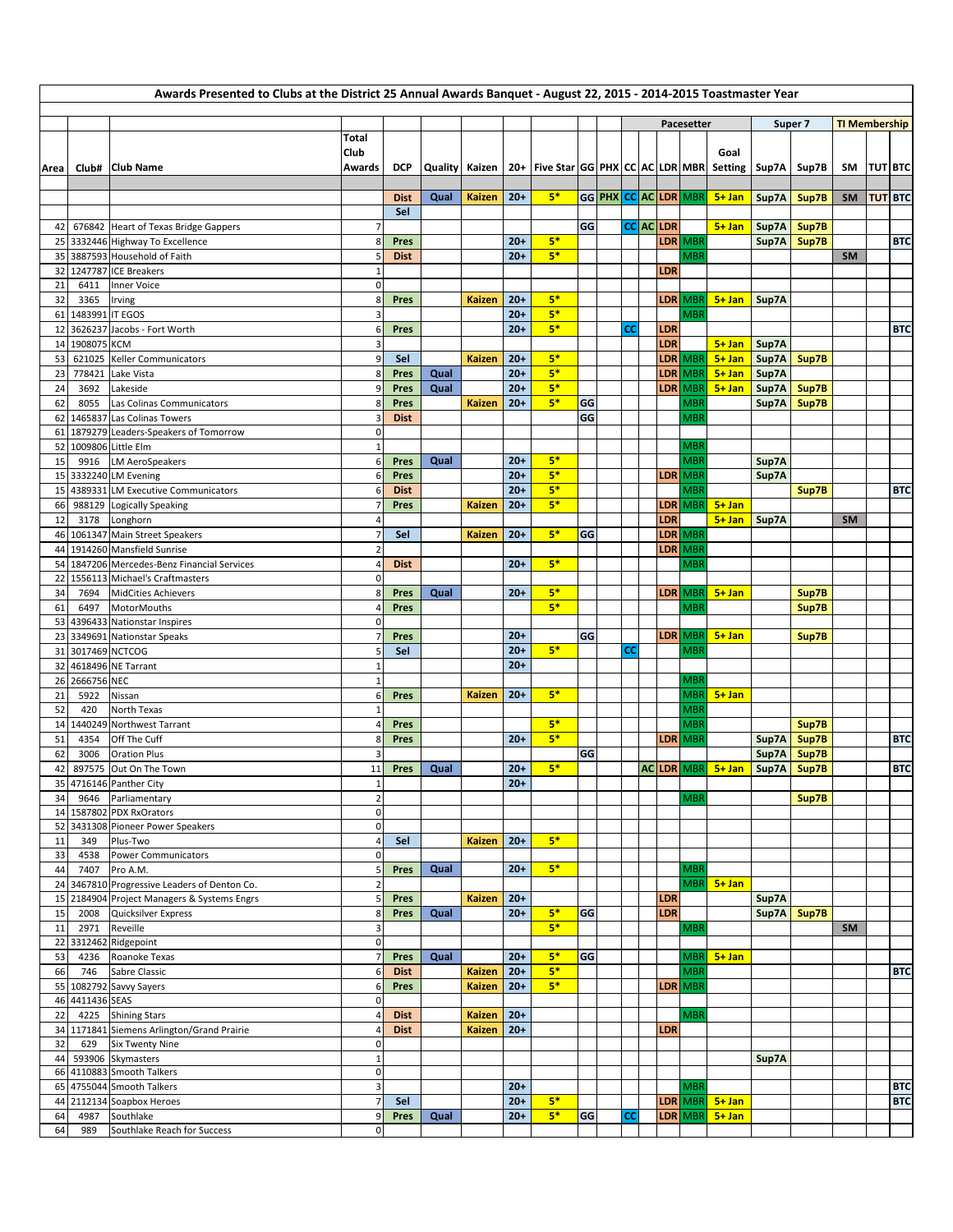# Awards Presented to Clubs at the District 25 Annual Awards Banquet - August 22, 2015 - 2014-2015 Toastmaster Year

| Area | Club# | Club Name | Total Club Awards | DCP | Quality | Kaizen | 20+ | Five Star | GG | PHX | CC | AC | LDR | MBR | Goal Setting | Sup7A | Sup7B | SM | TUT | BTC |
|---|---|---|---|---|---|---|---|---|---|---|---|---|---|---|---|---|---|---|---|---|
| | | | | | | | | | | | Pacesetter | | | | | Super 7 | | TI Membership | | |
| | | | | Dist | Qual | Kaizen | 20+ | 5* | GG | PHX | CC | AC | LDR | MBR | 5+ Jan | Sup7A | Sup7B | SM | TUT | BTC |
| | | | | Sel | | | | | | | | | | | | | | | | |
| 42 | 676842 | Heart of Texas Bridge Gappers | 7 | | | | | | GG | | CC | AC | LDR | | 5+ Jan | Sup7A | Sup7B | | | |
| 25 | 3332446 | Highway To Excellence | 8 | Pres | | | 20+ | 5* | | | | | LDR | MBR | | Sup7A | Sup7B | | | BTC |
| 35 | 3887593 | Household of Faith | 5 | Dist | | | 20+ | 5* | | | | | | MBR | | | | SM | | |
| 32 | 1247787 | ICE Breakers | 1 | | | | | | | | | | LDR | | | | | | | |
| 21 | 6411 | Inner Voice | 0 | | | | | | | | | | | | | | | | | |
| 32 | 3365 | Irving | 8 | Pres | | Kaizen | 20+ | 5* | | | | | LDR | MBR | 5+ Jan | Sup7A | | | | |
| 61 | 1483991 | IT EGOS | 3 | | | | 20+ | 5* | | | | | | MBR | | | | | | |
| 12 | 3626237 | Jacobs - Fort Worth | 6 | Pres | | | 20+ | 5* | | | CC | | LDR | | | | | | | BTC |
| 14 | 1908075 | KCM | 3 | | | | | | | | | | LDR | | 5+ Jan | Sup7A | | | | |
| 53 | 621025 | Keller Communicators | 9 | Sel | | Kaizen | 20+ | 5* | | | | | LDR | MBR | 5+ Jan | Sup7A | Sup7B | | | |
| 23 | 778421 | Lake Vista | 8 | Pres | Qual | | 20+ | 5* | | | | | LDR | MBR | 5+ Jan | Sup7A | | | | |
| 24 | 3692 | Lakeside | 9 | Pres | Qual | | 20+ | 5* | | | | | LDR | MBR | 5+ Jan | Sup7A | Sup7B | | | |
| 62 | 8055 | Las Colinas Communicators | 8 | Pres | | Kaizen | 20+ | 5* | GG | | | | | MBR | | Sup7A | Sup7B | | | |
| 62 | 1465837 | Las Colinas Towers | 3 | Dist | | | | | GG | | | | | MBR | | | | | | |
| 61 | 1879279 | Leaders-Speakers of Tomorrow | 0 | | | | | | | | | | | | | | | | | |
| 52 | 1009806 | Little Elm | 1 | | | | | | | | | | | MBR | | | | | | |
| 15 | 9916 | LM AeroSpeakers | 6 | Pres | Qual | | 20+ | 5* | | | | | | MBR | | Sup7A | | | | |
| 15 | 3332240 | LM Evening | 6 | Pres | | | 20+ | 5* | | | | | LDR | MBR | | Sup7A | | | | |
| 15 | 4389331 | LM Executive Communicators | 6 | Dist | | | 20+ | 5* | | | | | | MBR | | | Sup7B | | | BTC |
| 66 | 988129 | Logically Speaking | 7 | Pres | | Kaizen | 20+ | 5* | | | | | LDR | MBR | 5+ Jan | | | | | |
| 12 | 3178 | Longhorn | 4 | | | | | | | | | | LDR | | 5+ Jan | Sup7A | | SM | | |
| 46 | 1061347 | Main Street Speakers | 7 | Sel | | Kaizen | 20+ | 5* | GG | | | | LDR | MBR | | | | | | |
| 44 | 1914260 | Mansfield Sunrise | 2 | | | | | | | | | | LDR | MBR | | | | | | |
| 54 | 1847206 | Mercedes-Benz Financial Services | 4 | Dist | | | 20+ | 5* | | | | | | MBR | | | | | | |
| 22 | 1556113 | Michael's Craftmasters | 0 | | | | | | | | | | | | | | | | | |
| 34 | 7694 | MidCities Achievers | 8 | Pres | Qual | | 20+ | 5* | | | | | LDR | MBR | 5+ Jan | | Sup7B | | | |
| 61 | 6497 | MotorMouths | 4 | Pres | | | | 5* | | | | | | MBR | | | Sup7B | | | |
| 53 | 4396433 | Nationstar Inspires | 0 | | | | | | | | | | | | | | | | | |
| 23 | 3349691 | Nationstar Speaks | 7 | Pres | | | 20+ | | GG | | | | LDR | MBR | 5+ Jan | | Sup7B | | | |
| 31 | 3017469 | NCTCOG | 5 | Sel | | | 20+ | 5* | | | CC | | | MBR | | | | | | |
| 32 | 4618496 | NE Tarrant | 1 | | | | 20+ | | | | | | | | | | | | | |
| 26 | 2666756 | NEC | 1 | | | | | | | | | | | MBR | | | | | | |
| 21 | 5922 | Nissan | 6 | Pres | | Kaizen | 20+ | 5* | | | | | | MBR | 5+ Jan | | | | | |
| 52 | 420 | North Texas | 1 | | | | | | | | | | | MBR | | | | | | |
| 14 | 1440249 | Northwest Tarrant | 4 | Pres | | | | 5* | | | | | | MBR | | | Sup7B | | | |
| 51 | 4354 | Off The Cuff | 8 | Pres | | | 20+ | 5* | | | | | LDR | MBR | | Sup7A | Sup7B | | | BTC |
| 62 | 3006 | Oration Plus | 3 | | | | | | GG | | | | | | | Sup7A | Sup7B | | | |
| 42 | 897575 | Out On The Town | 11 | Pres | Qual | | 20+ | 5* | | | | AC | LDR | MBR | 5+ Jan | Sup7A | Sup7B | | | BTC |
| 35 | 4716146 | Panther City | 1 | | | | 20+ | | | | | | | | | | | | | |
| 34 | 9646 | Parliamentary | 2 | | | | | | | | | | | MBR | | | Sup7B | | | |
| 14 | 1587802 | PDX RxOrators | 0 | | | | | | | | | | | | | | | | | |
| 52 | 3431308 | Pioneer Power Speakers | 0 | | | | | | | | | | | | | | | | | |
| 11 | 349 | Plus-Two | 4 | Sel | | Kaizen | 20+ | 5* | | | | | | | | | | | | |
| 33 | 4538 | Power Communicators | 0 | | | | | | | | | | | | | | | | | |
| 44 | 7407 | Pro A.M. | 5 | Pres | Qual | | 20+ | 5* | | | | | | MBR | | | | | | |
| 24 | 3467810 | Progressive Leaders of Denton Co. | 2 | | | | | | | | | | | MBR | 5+ Jan | | | | | |
| 15 | 2184904 | Project Managers & Systems Engrs | 5 | Pres | | Kaizen | 20+ | | | | | | LDR | | | Sup7A | | | | |
| 15 | 2008 | Quicksilver Express | 8 | Pres | Qual | | 20+ | 5* | GG | | | | LDR | | | Sup7A | Sup7B | | | |
| 11 | 2971 | Reveille | 3 | | | | | 5* | | | | | | MBR | | | | SM | | |
| 22 | 3312462 | Ridgepoint | 0 | | | | | | | | | | | | | | | | | |
| 53 | 4236 | Roanoke Texas | 7 | Pres | Qual | | 20+ | 5* | GG | | | | | MBR | 5+ Jan | | | | | |
| 66 | 746 | Sabre Classic | 6 | Dist | | Kaizen | 20+ | 5* | | | | | | MBR | | | | | | BTC |
| 55 | 1082792 | Savvy Sayers | 6 | Pres | | Kaizen | 20+ | 5* | | | | | LDR | MBR | | | | | | |
| 46 | 4411436 | SEAS | 0 | | | | | | | | | | | | | | | | | |
| 22 | 4225 | Shining Stars | 4 | Dist | | Kaizen | 20+ | | | | | | | MBR | | | | | | |
| 34 | 1171841 | Siemens Arlington/Grand Prairie | 4 | Dist | | Kaizen | 20+ | | | | | | LDR | | | | | | | |
| 32 | 629 | Six Twenty Nine | 0 | | | | | | | | | | | | | | | | | |
| 44 | 593906 | Skymasters | 1 | | | | | | | | | | | | | Sup7A | | | | |
| 66 | 4110883 | Smooth Talkers | 0 | | | | | | | | | | | | | | | | | |
| 65 | 4755044 | Smooth Talkers | 3 | | | | 20+ | | | | | | | MBR | | | | | | BTC |
| 44 | 2112134 | Soapbox Heroes | 7 | Sel | | | 20+ | 5* | | | | | LDR | MBR | 5+ Jan | | | | | BTC |
| 64 | 4987 | Southlake | 9 | Pres | Qual | | 20+ | 5* | GG | | CC | | LDR | MBR | 5+ Jan | | | | | |
| 64 | 989 | Southlake Reach for Success | 0 | | | | | | | | | | | | | | | | | |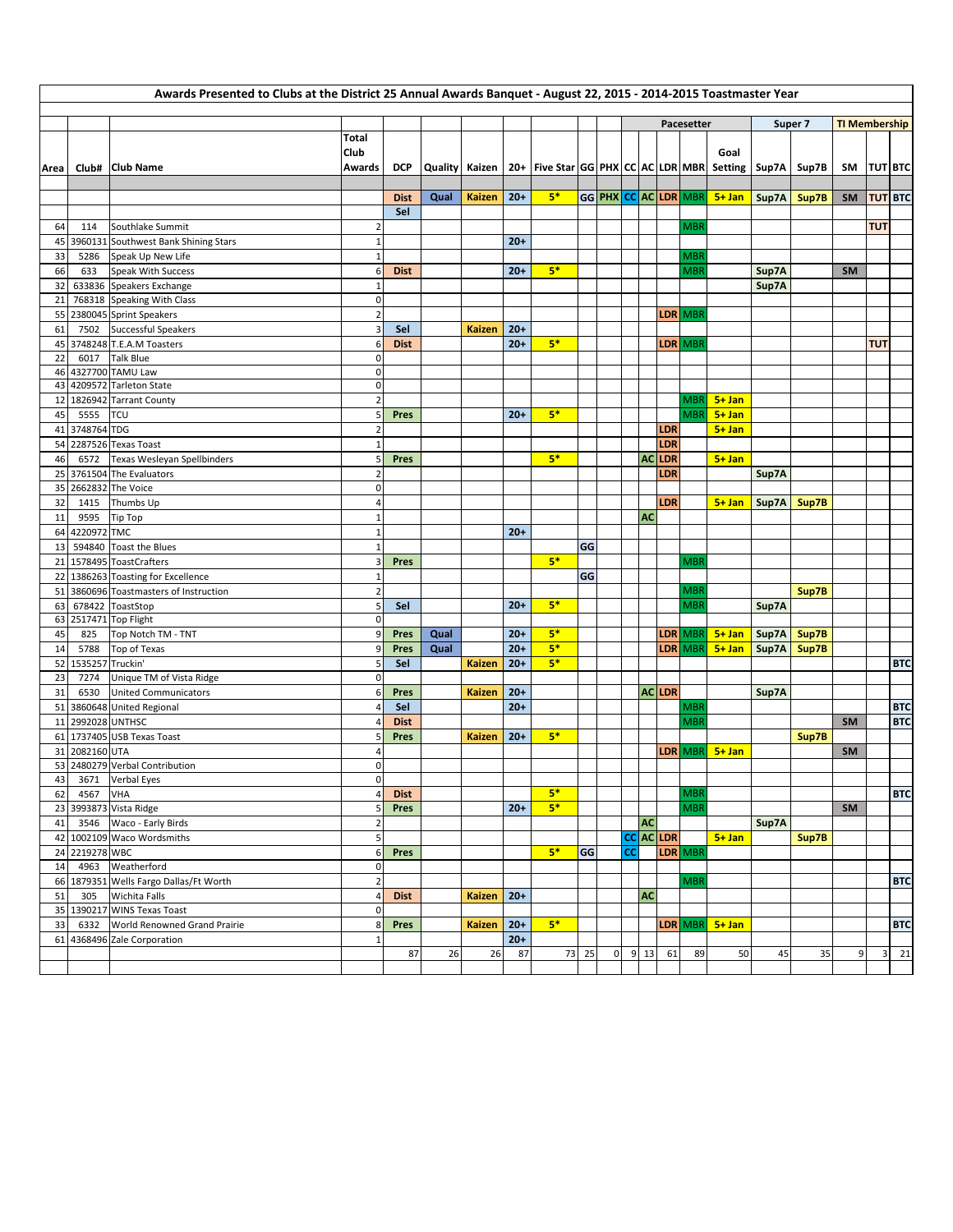**Awards Presented to Clubs at the District 25 Annual Awards Banquet - August 22, 2015 - 2014-2015 Toastmaster Year**

| Area | Club# | Club Name | Total Club Awards | DCP | Quality | Kaizen | 20+ | Five Star | GG | PHX | CC | AC | LDR | MBR | Goal Setting | Sup7A | Sup7B | SM | TUT | BTC |
|---|---|---|---|---|---|---|---|---|---|---|---|---|---|---|---|---|---|---|---|---|
| | | | | | | | | | | | Pacesetter | | | | | Super 7 | | TI Membership | | |
| | | | | Dist | Qual | Kaizen | 20+ | 5* | GG | PHX | CC | AC | LDR | MBR | 5+ Jan | Sup7A | Sup7B | SM | TUT | BTC |
| | | | | Sel | | | | | | | | | | | | | | | | |
| 64 | 114 | Southlake Summit | 2 | | | | | | | | | | | MBR | | | | | TUT | |
| 45 | 3960131 | Southwest Bank Shining Stars | 1 | | | | 20+ | | | | | | | | | | | | | |
| 33 | 5286 | Speak Up New Life | 1 | | | | | | | | | | | MBR | | | | | | |
| 66 | 633 | Speak With Success | 6 | Dist | | | 20+ | 5* | | | | | | MBR | | Sup7A | | SM | | |
| 32 | 633836 | Speakers Exchange | 1 | | | | | | | | | | | | | Sup7A | | | | |
| 21 | 768318 | Speaking With Class | 0 | | | | | | | | | | | | | | | | | |
| 55 | 2380045 | Sprint Speakers | 2 | | | | | | | | | | LDR | MBR | | | | | | |
| 61 | 7502 | Successful Speakers | 3 | Sel | | Kaizen | 20+ | | | | | | | | | | | | | |
| 45 | 3748248 | T.E.A.M Toasters | 6 | Dist | | | 20+ | 5* | | | | | LDR | MBR | | | | | TUT | |
| 22 | 6017 | Talk Blue | 0 | | | | | | | | | | | | | | | | | |
| 46 | 4327700 | TAMU Law | 0 | | | | | | | | | | | | | | | | | |
| 43 | 4209572 | Tarleton State | 0 | | | | | | | | | | | | | | | | | |
| 12 | 1826942 | Tarrant County | 2 | | | | | | | | | | | MBR | 5+ Jan | | | | | |
| 45 | 5555 | TCU | 5 | Pres | | | 20+ | 5* | | | | | | MBR | 5+ Jan | | | | | |
| 41 | 3748764 | TDG | 2 | | | | | | | | | | LDR | | 5+ Jan | | | | | |
| 54 | 2287526 | Texas Toast | 1 | | | | | | | | | | LDR | | | | | | | |
| 46 | 6572 | Texas Wesleyan Spellbinders | 5 | Pres | | | | 5* | | | | AC | LDR | | 5+ Jan | | | | | |
| 25 | 3761504 | The Evaluators | 2 | | | | | | | | | | LDR | | | Sup7A | | | | |
| 35 | 2662832 | The Voice | 0 | | | | | | | | | | | | | | | | | |
| 32 | 1415 | Thumbs Up | 4 | | | | | | | | | | LDR | | 5+ Jan | Sup7A | Sup7B | | | |
| 11 | 9595 | Tip Top | 1 | | | | | | | | | AC | | | | | | | | |
| 64 | 4220972 | TMC | 1 | | | | 20+ | | | | | | | | | | | | | |
| 13 | 594840 | Toast the Blues | 1 | | | | | | GG | | | | | | | | | | | |
| 21 | 1578495 | ToastCrafters | 3 | Pres | | | | 5* | | | | | | MBR | | | | | | |
| 22 | 1386263 | Toasting for Excellence | 1 | | | | | | GG | | | | | | | | | | | |
| 51 | 3860696 | Toastmasters of Instruction | 2 | | | | | | | | | | | MBR | | | Sup7B | | | |
| 63 | 678422 | ToastStop | 5 | Sel | | | 20+ | 5* | | | | | | MBR | | Sup7A | | | | |
| 63 | 2517471 | Top Flight | 0 | | | | | | | | | | | | | | | | | |
| 45 | 825 | Top Notch TM - TNT | 9 | Pres | Qual | | 20+ | 5* | | | | | LDR | MBR | 5+ Jan | Sup7A | Sup7B | | | |
| 14 | 5788 | Top of Texas | 9 | Pres | Qual | | 20+ | 5* | | | | | LDR | MBR | 5+ Jan | Sup7A | Sup7B | | | |
| 52 | 1535257 | Truckin' | 5 | Sel | | Kaizen | 20+ | 5* | | | | | | | | | | | | BTC |
| 23 | 7274 | Unique TM of Vista Ridge | 0 | | | | | | | | | | | | | | | | | |
| 31 | 6530 | United Communicators | 6 | Pres | | Kaizen | 20+ | | | | | AC | LDR | | | Sup7A | | | | |
| 51 | 3860648 | United Regional | 4 | Sel | | | 20+ | | | | | | | MBR | | | | | | BTC |
| 11 | 2992028 | UNTHSC | 4 | Dist | | | | | | | | | | MBR | | | | SM | | BTC |
| 61 | 1737405 | USB Texas Toast | 5 | Pres | | Kaizen | 20+ | 5* | | | | | | | | | Sup7B | | | |
| 31 | 2082160 | UTA | 4 | | | | | | | | | | LDR | MBR | 5+ Jan | | | SM | | |
| 53 | 2480279 | Verbal Contribution | 0 | | | | | | | | | | | | | | | | | |
| 43 | 3671 | Verbal Eyes | 0 | | | | | | | | | | | | | | | | | |
| 62 | 4567 | VHA | 4 | Dist | | | | 5* | | | | | | MBR | | | | | | BTC |
| 23 | 3993873 | Vista Ridge | 5 | Pres | | | 20+ | 5* | | | | | | MBR | | | | SM | | |
| 41 | 3546 | Waco - Early Birds | 2 | | | | | | | | | AC | | | | Sup7A | | | | |
| 42 | 1002109 | Waco Wordsmiths | 5 | | | | | | | | CC | AC | LDR | | 5+ Jan | | Sup7B | | | |
| 24 | 2219278 | WBC | 6 | Pres | | | | 5* | GG | | CC | | LDR | MBR | | | | | | |
| 14 | 4963 | Weatherford | 0 | | | | | | | | | | | | | | | | | |
| 66 | 1879351 | Wells Fargo Dallas/Ft Worth | 2 | | | | | | | | | | | MBR | | | | | | BTC |
| 51 | 305 | Wichita Falls | 4 | Dist | | Kaizen | 20+ | | | | | AC | | | | | | | | |
| 35 | 1390217 | WINS Texas Toast | 0 | | | | | | | | | | | | | | | | | |
| 33 | 6332 | World Renowned Grand Prairie | 8 | Pres | | Kaizen | 20+ | 5* | | | | | LDR | MBR | 5+ Jan | | | | | BTC |
| 61 | 4368496 | Zale Corporation | 1 | | | | 20+ | | | | | | | | | | | | | |
| | | | | 87 | 26 | 26 | 87 | 73 | 25 | 0 | 9 | 13 | 61 | 89 | 50 | 45 | 35 | 9 | 3 | 21 |